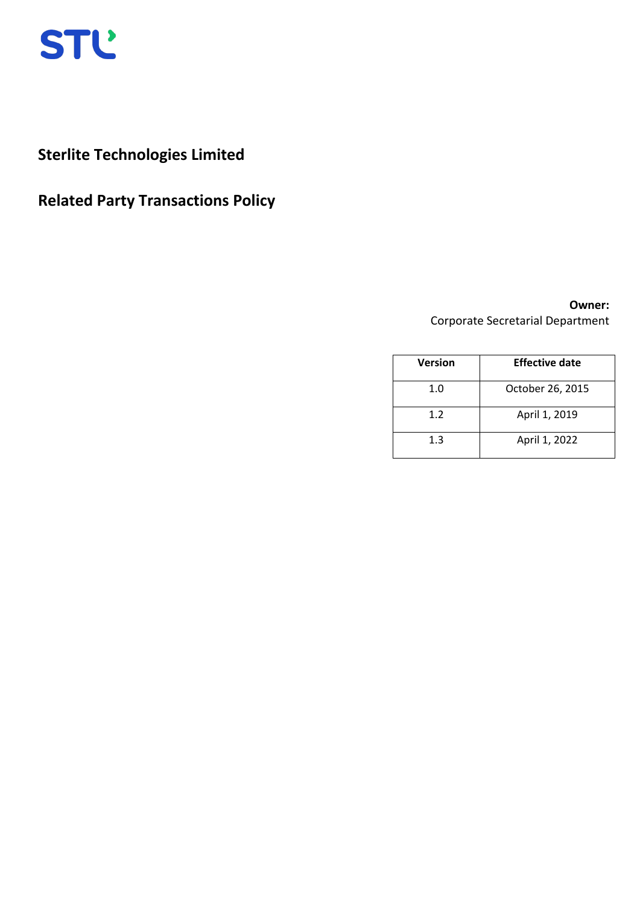STL

# Sterlite Technologies Limited

# Related Party Transactions Policy

**Owner:**
Corporate Secretarial Department

| Version | Effective date |
|---|---|
| 1.0 | October 26, 2015 |
| 1.2 | April 1, 2019 |
| 1.3 | April 1, 2022 |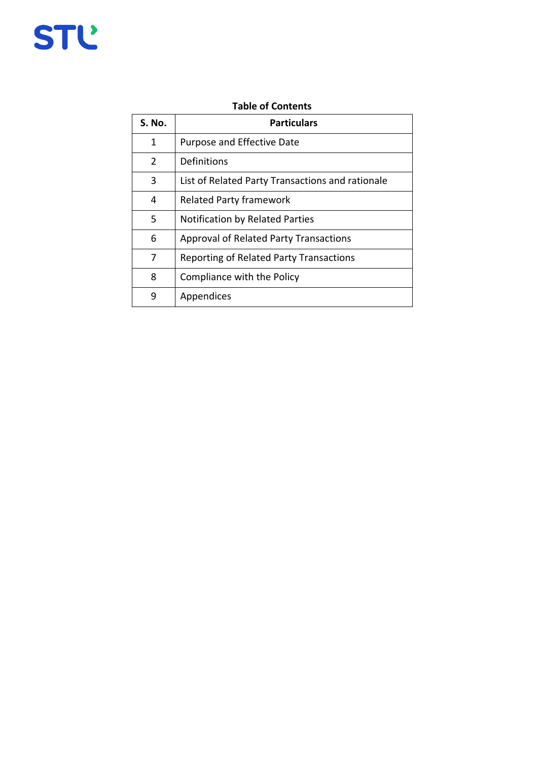**Table of Contents**

| S. No. | Particulars |
|---|---|
| 1 | Purpose and Effective Date |
| 2 | Definitions |
| 3 | List of Related Party Transactions and rationale |
| 4 | Related Party framework |
| 5 | Notification by Related Parties |
| 6 | Approval of Related Party Transactions |
| 7 | Reporting of Related Party Transactions |
| 8 | Compliance with the Policy |
| 9 | Appendices |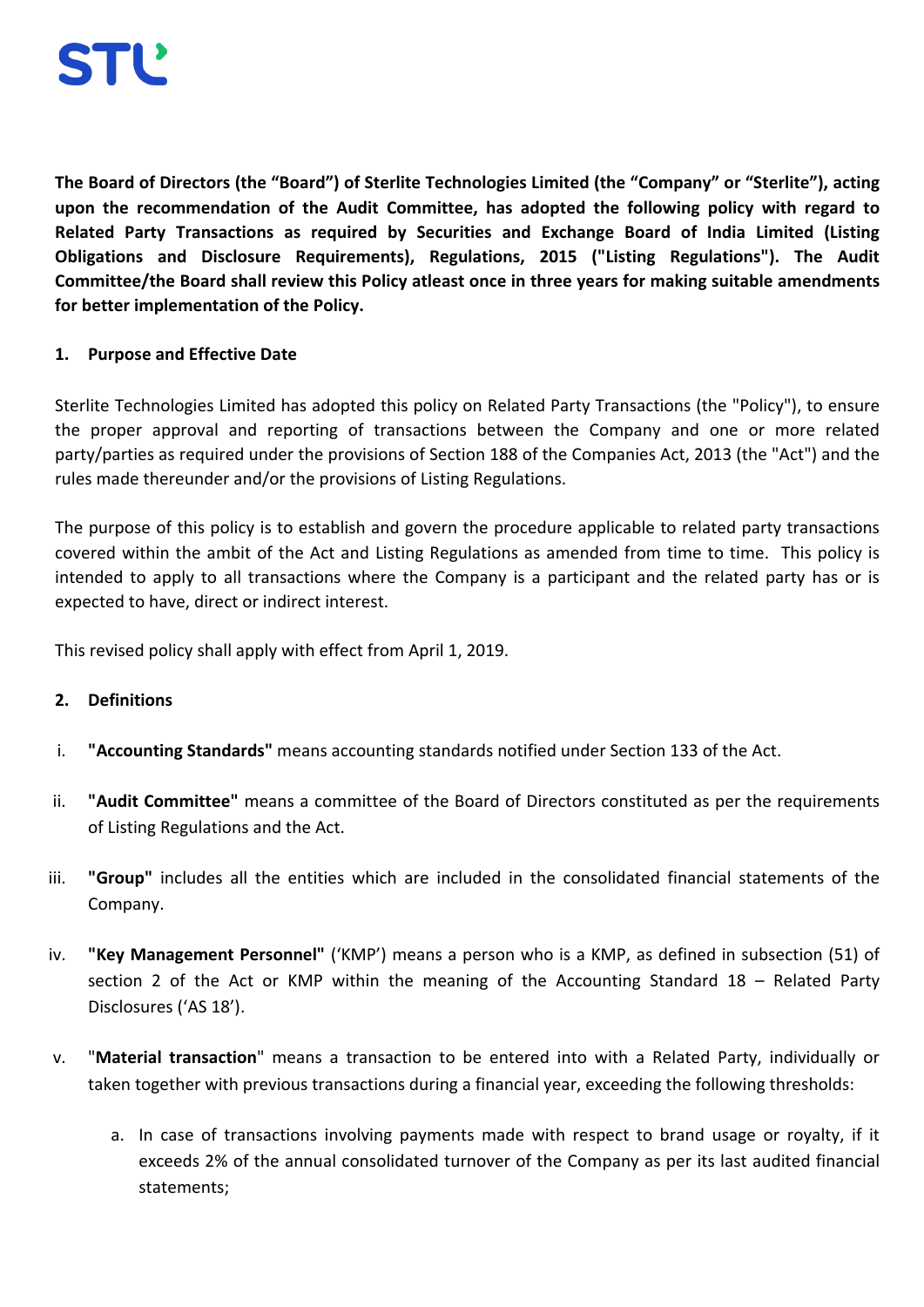**The Board of Directors (the "Board") of Sterlite Technologies Limited (the "Company" or "Sterlite"), acting upon the recommendation of the Audit Committee, has adopted the following policy with regard to Related Party Transactions as required by Securities and Exchange Board of India Limited (Listing Obligations and Disclosure Requirements), Regulations, 2015 ("Listing Regulations"). The Audit Committee/the Board shall review this Policy atleast once in three years for making suitable amendments for better implementation of the Policy.**

## 1. Purpose and Effective Date

Sterlite Technologies Limited has adopted this policy on Related Party Transactions (the "Policy"), to ensure the proper approval and reporting of transactions between the Company and one or more related party/parties as required under the provisions of Section 188 of the Companies Act, 2013 (the "Act") and the rules made thereunder and/or the provisions of Listing Regulations.

The purpose of this policy is to establish and govern the procedure applicable to related party transactions covered within the ambit of the Act and Listing Regulations as amended from time to time. This policy is intended to apply to all transactions where the Company is a participant and the related party has or is expected to have, direct or indirect interest.

This revised policy shall apply with effect from April 1, 2019.

## 2. Definitions

i. **"Accounting Standards"** means accounting standards notified under Section 133 of the Act.

ii. **"Audit Committee"** means a committee of the Board of Directors constituted as per the requirements of Listing Regulations and the Act.

iii. **"Group"** includes all the entities which are included in the consolidated financial statements of the Company.

iv. **"Key Management Personnel"** ('KMP') means a person who is a KMP, as defined in subsection (51) of section 2 of the Act or KMP within the meaning of the Accounting Standard 18 – Related Party Disclosures ('AS 18').

v. "**Material transaction**" means a transaction to be entered into with a Related Party, individually or taken together with previous transactions during a financial year, exceeding the following thresholds:

   a. In case of transactions involving payments made with respect to brand usage or royalty, if it exceeds 2% of the annual consolidated turnover of the Company as per its last audited financial statements;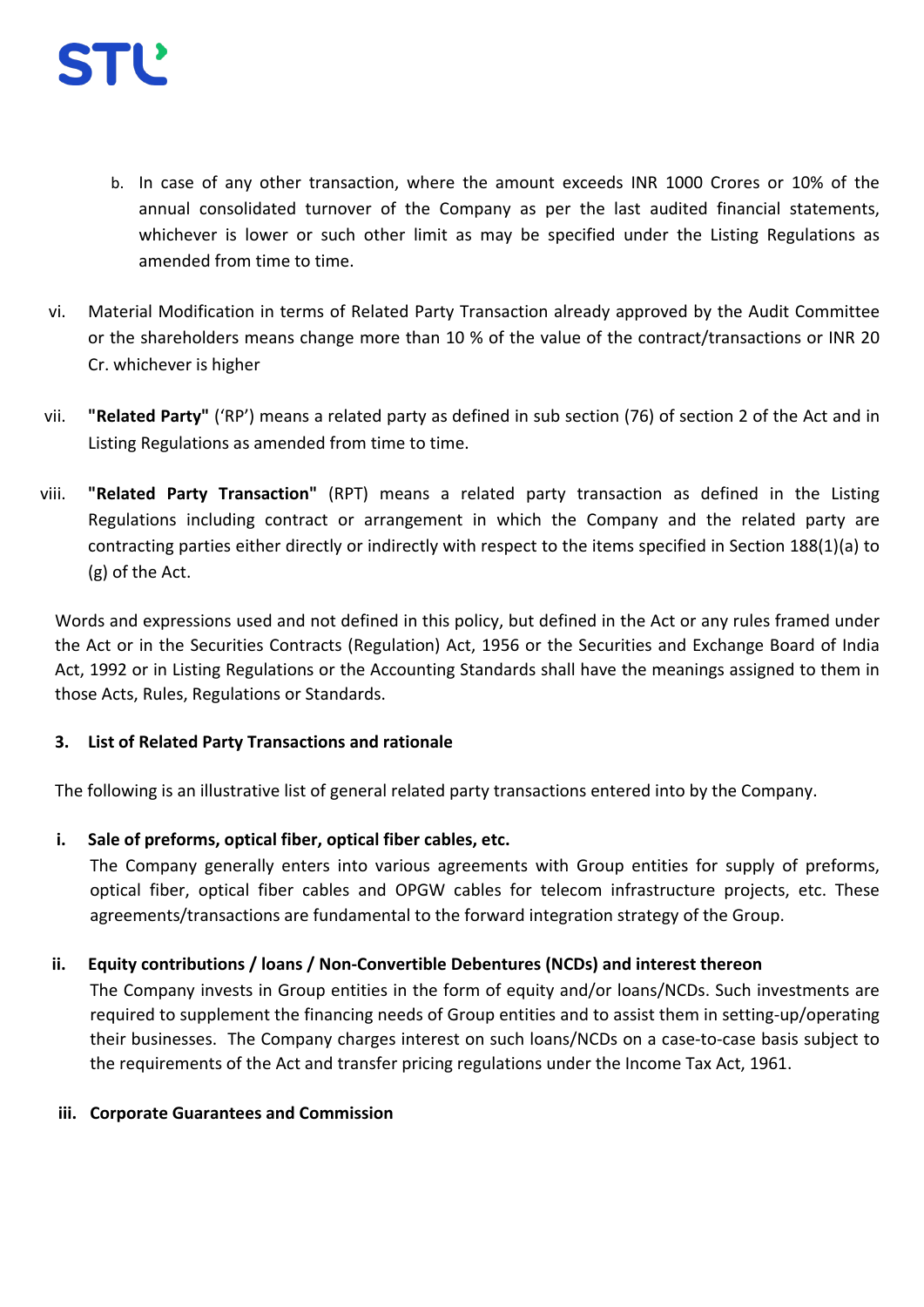b. In case of any other transaction, where the amount exceeds INR 1000 Crores or 10% of the annual consolidated turnover of the Company as per the last audited financial statements, whichever is lower or such other limit as may be specified under the Listing Regulations as amended from time to time.

vi. Material Modification in terms of Related Party Transaction already approved by the Audit Committee or the shareholders means change more than 10 % of the value of the contract/transactions or INR 20 Cr. whichever is higher

vii. **"Related Party"** ('RP') means a related party as defined in sub section (76) of section 2 of the Act and in Listing Regulations as amended from time to time.

viii. **"Related Party Transaction"** (RPT) means a related party transaction as defined in the Listing Regulations including contract or arrangement in which the Company and the related party are contracting parties either directly or indirectly with respect to the items specified in Section 188(1)(a) to (g) of the Act.

Words and expressions used and not defined in this policy, but defined in the Act or any rules framed under the Act or in the Securities Contracts (Regulation) Act, 1956 or the Securities and Exchange Board of India Act, 1992 or in Listing Regulations or the Accounting Standards shall have the meanings assigned to them in those Acts, Rules, Regulations or Standards.

## 3. List of Related Party Transactions and rationale

The following is an illustrative list of general related party transactions entered into by the Company.

**i. Sale of preforms, optical fiber, optical fiber cables, etc.**

The Company generally enters into various agreements with Group entities for supply of preforms, optical fiber, optical fiber cables and OPGW cables for telecom infrastructure projects, etc. These agreements/transactions are fundamental to the forward integration strategy of the Group.

**ii. Equity contributions / loans / Non-Convertible Debentures (NCDs) and interest thereon**

The Company invests in Group entities in the form of equity and/or loans/NCDs. Such investments are required to supplement the financing needs of Group entities and to assist them in setting-up/operating their businesses. The Company charges interest on such loans/NCDs on a case-to-case basis subject to the requirements of the Act and transfer pricing regulations under the Income Tax Act, 1961.

**iii. Corporate Guarantees and Commission**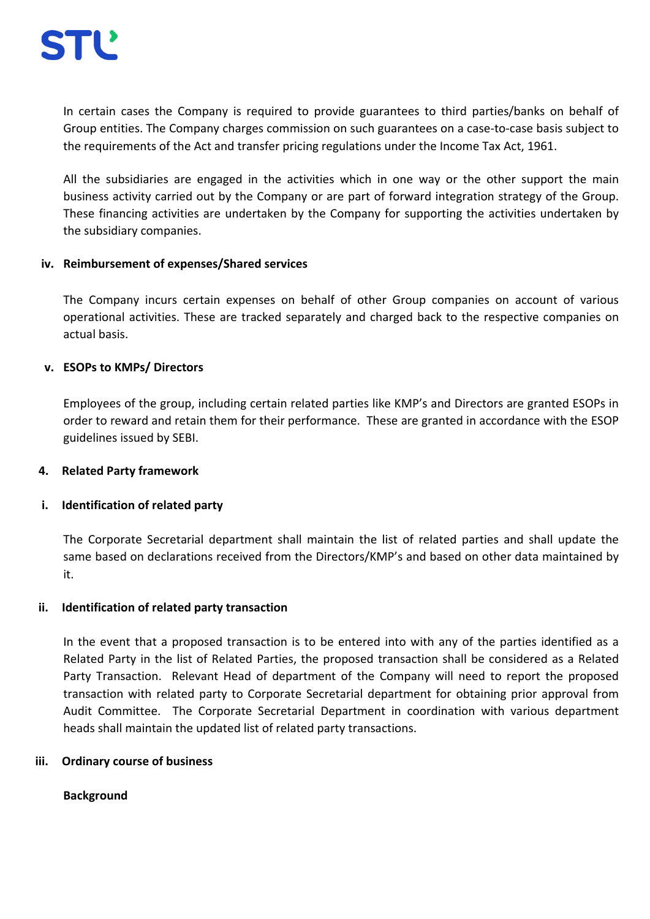In certain cases the Company is required to provide guarantees to third parties/banks on behalf of Group entities. The Company charges commission on such guarantees on a case-to-case basis subject to the requirements of the Act and transfer pricing regulations under the Income Tax Act, 1961.

All the subsidiaries are engaged in the activities which in one way or the other support the main business activity carried out by the Company or are part of forward integration strategy of the Group. These financing activities are undertaken by the Company for supporting the activities undertaken by the subsidiary companies.

**iv. Reimbursement of expenses/Shared services**

The Company incurs certain expenses on behalf of other Group companies on account of various operational activities. These are tracked separately and charged back to the respective companies on actual basis.

**v. ESOPs to KMPs/ Directors**

Employees of the group, including certain related parties like KMP's and Directors are granted ESOPs in order to reward and retain them for their performance. These are granted in accordance with the ESOP guidelines issued by SEBI.

## 4. Related Party framework

**i. Identification of related party**

The Corporate Secretarial department shall maintain the list of related parties and shall update the same based on declarations received from the Directors/KMP's and based on other data maintained by it.

**ii. Identification of related party transaction**

In the event that a proposed transaction is to be entered into with any of the parties identified as a Related Party in the list of Related Parties, the proposed transaction shall be considered as a Related Party Transaction. Relevant Head of department of the Company will need to report the proposed transaction with related party to Corporate Secretarial department for obtaining prior approval from Audit Committee. The Corporate Secretarial Department in coordination with various department heads shall maintain the updated list of related party transactions.

**iii. Ordinary course of business**

**Background**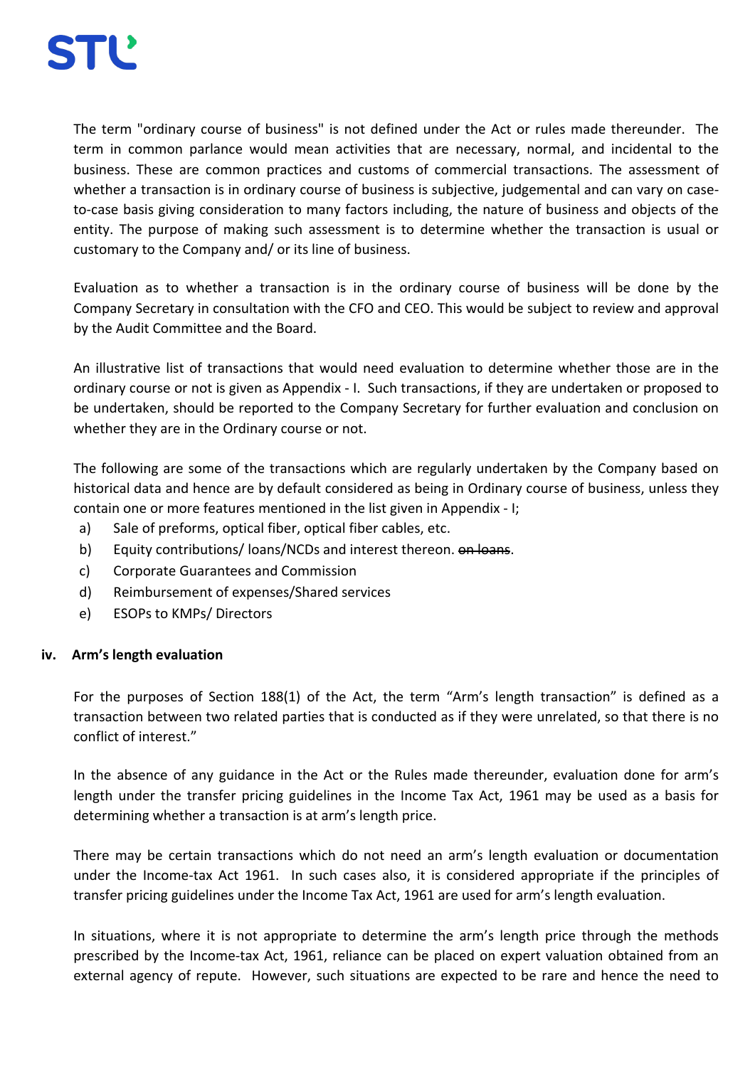The term "ordinary course of business" is not defined under the Act or rules made thereunder. The term in common parlance would mean activities that are necessary, normal, and incidental to the business. These are common practices and customs of commercial transactions. The assessment of whether a transaction is in ordinary course of business is subjective, judgemental and can vary on case-to-case basis giving consideration to many factors including, the nature of business and objects of the entity. The purpose of making such assessment is to determine whether the transaction is usual or customary to the Company and/ or its line of business.

Evaluation as to whether a transaction is in the ordinary course of business will be done by the Company Secretary in consultation with the CFO and CEO. This would be subject to review and approval by the Audit Committee and the Board.

An illustrative list of transactions that would need evaluation to determine whether those are in the ordinary course or not is given as Appendix - I. Such transactions, if they are undertaken or proposed to be undertaken, should be reported to the Company Secretary for further evaluation and conclusion on whether they are in the Ordinary course or not.

The following are some of the transactions which are regularly undertaken by the Company based on historical data and hence are by default considered as being in Ordinary course of business, unless they contain one or more features mentioned in the list given in Appendix - I;

a) Sale of preforms, optical fiber, optical fiber cables, etc.
b) Equity contributions/ loans/NCDs and interest thereon. ~~on loans~~.
c) Corporate Guarantees and Commission
d) Reimbursement of expenses/Shared services
e) ESOPs to KMPs/ Directors

**iv. Arm's length evaluation**

For the purposes of Section 188(1) of the Act, the term "Arm's length transaction" is defined as a transaction between two related parties that is conducted as if they were unrelated, so that there is no conflict of interest."

In the absence of any guidance in the Act or the Rules made thereunder, evaluation done for arm's length under the transfer pricing guidelines in the Income Tax Act, 1961 may be used as a basis for determining whether a transaction is at arm's length price.

There may be certain transactions which do not need an arm's length evaluation or documentation under the Income-tax Act 1961. In such cases also, it is considered appropriate if the principles of transfer pricing guidelines under the Income Tax Act, 1961 are used for arm's length evaluation.

In situations, where it is not appropriate to determine the arm's length price through the methods prescribed by the Income-tax Act, 1961, reliance can be placed on expert valuation obtained from an external agency of repute. However, such situations are expected to be rare and hence the need to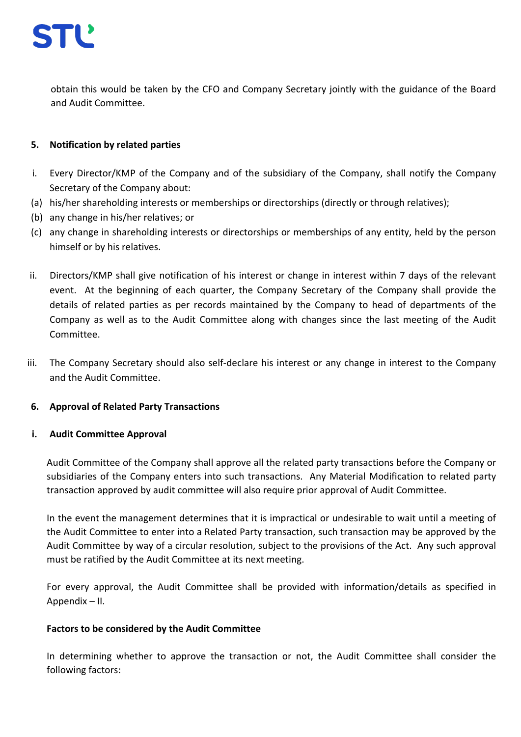obtain this would be taken by the CFO and Company Secretary jointly with the guidance of the Board and Audit Committee.

**5. Notification by related parties**

i. Every Director/KMP of the Company and of the subsidiary of the Company, shall notify the Company Secretary of the Company about:

(a) his/her shareholding interests or memberships or directorships (directly or through relatives);

(b) any change in his/her relatives; or

(c) any change in shareholding interests or directorships or memberships of any entity, held by the person himself or by his relatives.

ii. Directors/KMP shall give notification of his interest or change in interest within 7 days of the relevant event. At the beginning of each quarter, the Company Secretary of the Company shall provide the details of related parties as per records maintained by the Company to head of departments of the Company as well as to the Audit Committee along with changes since the last meeting of the Audit Committee.

iii. The Company Secretary should also self-declare his interest or any change in interest to the Company and the Audit Committee.

**6. Approval of Related Party Transactions**

**i. Audit Committee Approval**

Audit Committee of the Company shall approve all the related party transactions before the Company or subsidiaries of the Company enters into such transactions. Any Material Modification to related party transaction approved by audit committee will also require prior approval of Audit Committee.

In the event the management determines that it is impractical or undesirable to wait until a meeting of the Audit Committee to enter into a Related Party transaction, such transaction may be approved by the Audit Committee by way of a circular resolution, subject to the provisions of the Act. Any such approval must be ratified by the Audit Committee at its next meeting.

For every approval, the Audit Committee shall be provided with information/details as specified in Appendix – II.

**Factors to be considered by the Audit Committee**

In determining whether to approve the transaction or not, the Audit Committee shall consider the following factors: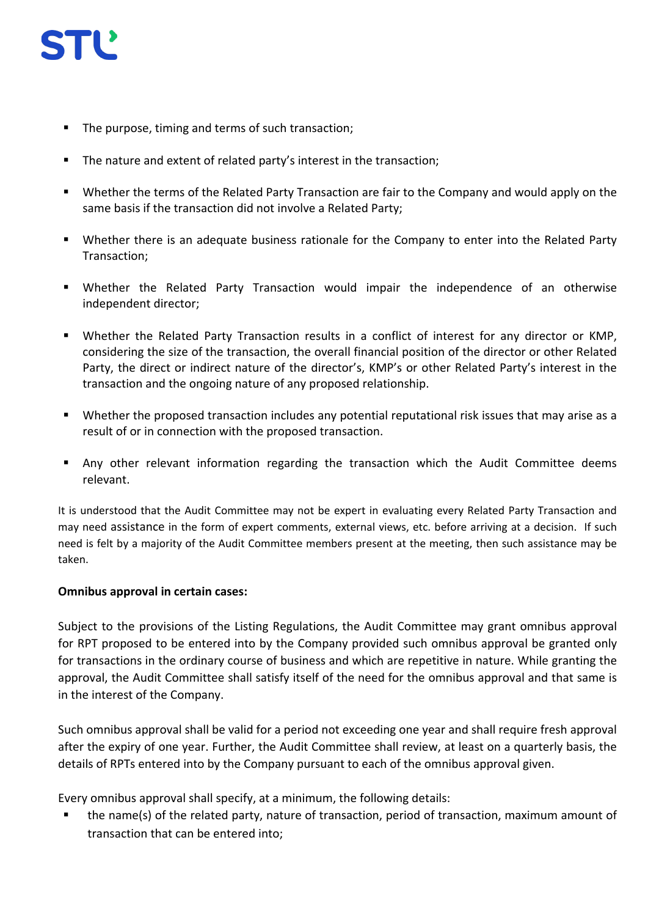- The purpose, timing and terms of such transaction;
- The nature and extent of related party's interest in the transaction;
- Whether the terms of the Related Party Transaction are fair to the Company and would apply on the same basis if the transaction did not involve a Related Party;
- Whether there is an adequate business rationale for the Company to enter into the Related Party Transaction;
- Whether the Related Party Transaction would impair the independence of an otherwise independent director;
- Whether the Related Party Transaction results in a conflict of interest for any director or KMP, considering the size of the transaction, the overall financial position of the director or other Related Party, the direct or indirect nature of the director's, KMP's or other Related Party's interest in the transaction and the ongoing nature of any proposed relationship.
- Whether the proposed transaction includes any potential reputational risk issues that may arise as a result of or in connection with the proposed transaction.
- Any other relevant information regarding the transaction which the Audit Committee deems relevant.

It is understood that the Audit Committee may not be expert in evaluating every Related Party Transaction and may need assistance in the form of expert comments, external views, etc. before arriving at a decision. If such need is felt by a majority of the Audit Committee members present at the meeting, then such assistance may be taken.

**Omnibus approval in certain cases:**

Subject to the provisions of the Listing Regulations, the Audit Committee may grant omnibus approval for RPT proposed to be entered into by the Company provided such omnibus approval be granted only for transactions in the ordinary course of business and which are repetitive in nature. While granting the approval, the Audit Committee shall satisfy itself of the need for the omnibus approval and that same is in the interest of the Company.

Such omnibus approval shall be valid for a period not exceeding one year and shall require fresh approval after the expiry of one year. Further, the Audit Committee shall review, at least on a quarterly basis, the details of RPTs entered into by the Company pursuant to each of the omnibus approval given.

Every omnibus approval shall specify, at a minimum, the following details:

- the name(s) of the related party, nature of transaction, period of transaction, maximum amount of transaction that can be entered into;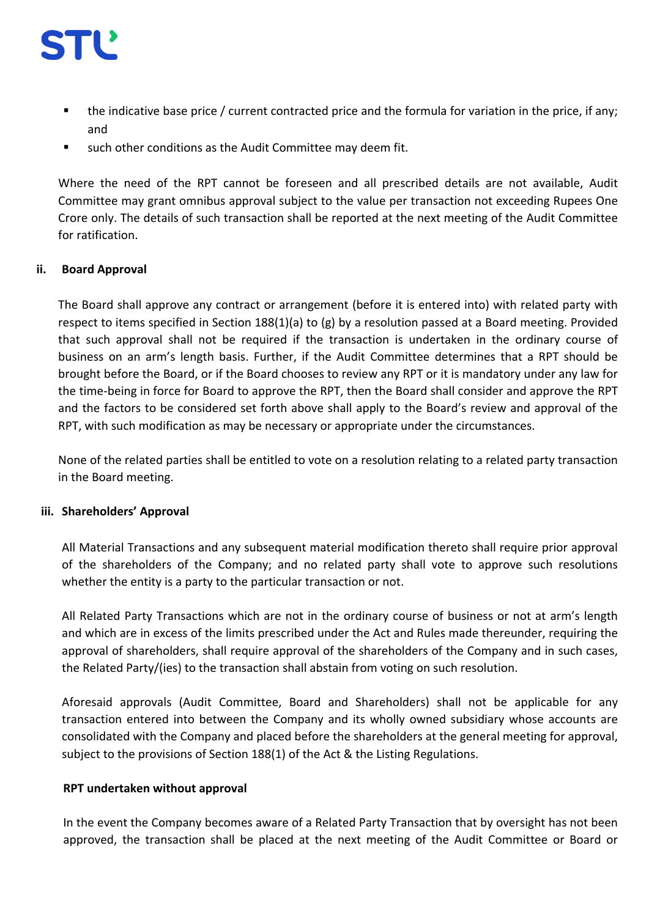- the indicative base price / current contracted price and the formula for variation in the price, if any; and
- such other conditions as the Audit Committee may deem fit.

Where the need of the RPT cannot be foreseen and all prescribed details are not available, Audit Committee may grant omnibus approval subject to the value per transaction not exceeding Rupees One Crore only. The details of such transaction shall be reported at the next meeting of the Audit Committee for ratification.

**ii. Board Approval**

The Board shall approve any contract or arrangement (before it is entered into) with related party with respect to items specified in Section 188(1)(a) to (g) by a resolution passed at a Board meeting. Provided that such approval shall not be required if the transaction is undertaken in the ordinary course of business on an arm's length basis. Further, if the Audit Committee determines that a RPT should be brought before the Board, or if the Board chooses to review any RPT or it is mandatory under any law for the time-being in force for Board to approve the RPT, then the Board shall consider and approve the RPT and the factors to be considered set forth above shall apply to the Board's review and approval of the RPT, with such modification as may be necessary or appropriate under the circumstances.

None of the related parties shall be entitled to vote on a resolution relating to a related party transaction in the Board meeting.

**iii. Shareholders' Approval**

All Material Transactions and any subsequent material modification thereto shall require prior approval of the shareholders of the Company; and no related party shall vote to approve such resolutions whether the entity is a party to the particular transaction or not.

All Related Party Transactions which are not in the ordinary course of business or not at arm's length and which are in excess of the limits prescribed under the Act and Rules made thereunder, requiring the approval of shareholders, shall require approval of the shareholders of the Company and in such cases, the Related Party/(ies) to the transaction shall abstain from voting on such resolution.

Aforesaid approvals (Audit Committee, Board and Shareholders) shall not be applicable for any transaction entered into between the Company and its wholly owned subsidiary whose accounts are consolidated with the Company and placed before the shareholders at the general meeting for approval, subject to the provisions of Section 188(1) of the Act & the Listing Regulations.

**RPT undertaken without approval**

In the event the Company becomes aware of a Related Party Transaction that by oversight has not been approved, the transaction shall be placed at the next meeting of the Audit Committee or Board or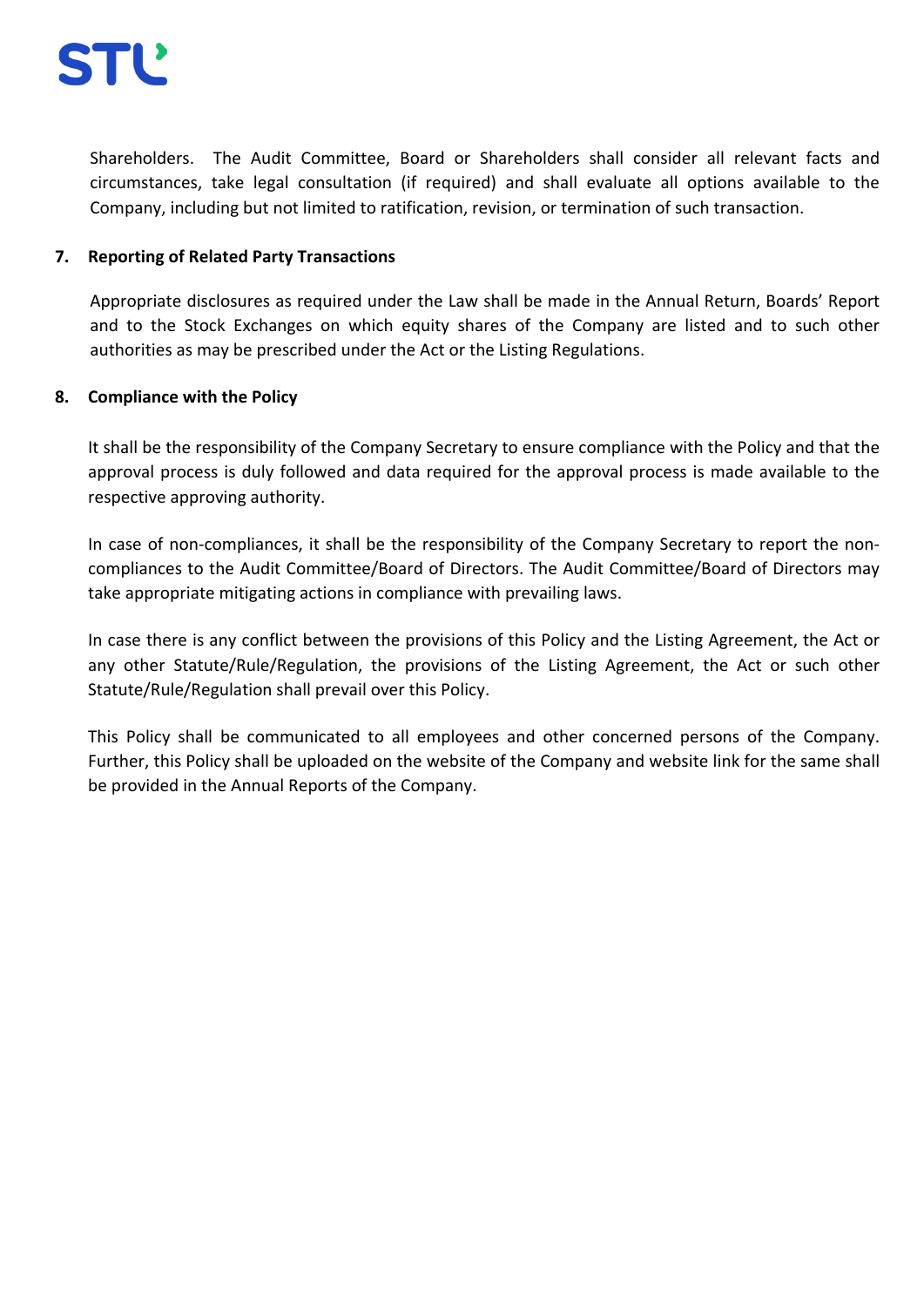Shareholders. The Audit Committee, Board or Shareholders shall consider all relevant facts and circumstances, take legal consultation (if required) and shall evaluate all options available to the Company, including but not limited to ratification, revision, or termination of such transaction.

## 7. Reporting of Related Party Transactions

Appropriate disclosures as required under the Law shall be made in the Annual Return, Boards' Report and to the Stock Exchanges on which equity shares of the Company are listed and to such other authorities as may be prescribed under the Act or the Listing Regulations.

## 8. Compliance with the Policy

It shall be the responsibility of the Company Secretary to ensure compliance with the Policy and that the approval process is duly followed and data required for the approval process is made available to the respective approving authority.

In case of non-compliances, it shall be the responsibility of the Company Secretary to report the non-compliances to the Audit Committee/Board of Directors. The Audit Committee/Board of Directors may take appropriate mitigating actions in compliance with prevailing laws.

In case there is any conflict between the provisions of this Policy and the Listing Agreement, the Act or any other Statute/Rule/Regulation, the provisions of the Listing Agreement, the Act or such other Statute/Rule/Regulation shall prevail over this Policy.

This Policy shall be communicated to all employees and other concerned persons of the Company. Further, this Policy shall be uploaded on the website of the Company and website link for the same shall be provided in the Annual Reports of the Company.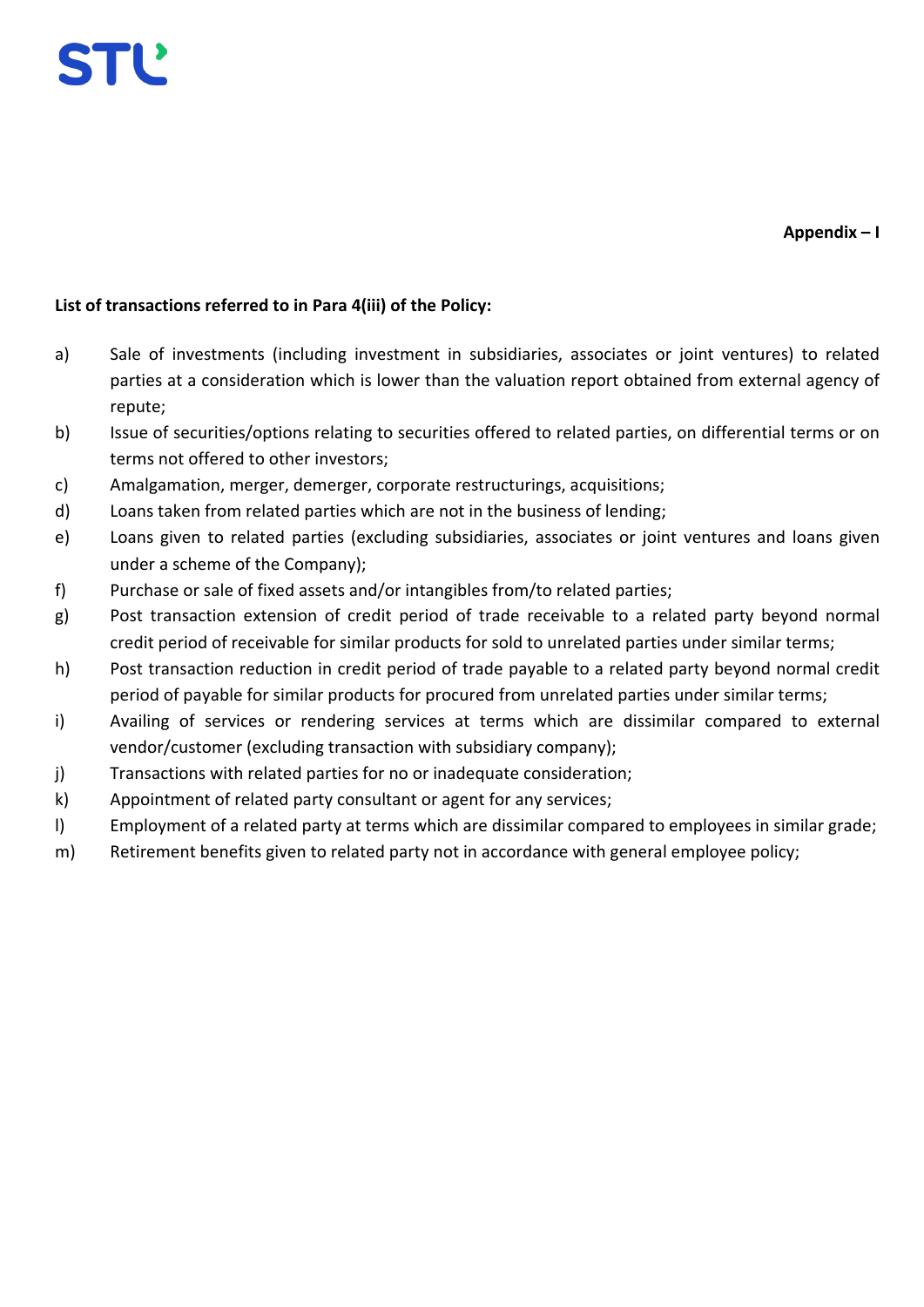**Appendix – I**

**List of transactions referred to in Para 4(iii) of the Policy:**

a) Sale of investments (including investment in subsidiaries, associates or joint ventures) to related parties at a consideration which is lower than the valuation report obtained from external agency of repute;

b) Issue of securities/options relating to securities offered to related parties, on differential terms or on terms not offered to other investors;

c) Amalgamation, merger, demerger, corporate restructurings, acquisitions;

d) Loans taken from related parties which are not in the business of lending;

e) Loans given to related parties (excluding subsidiaries, associates or joint ventures and loans given under a scheme of the Company);

f) Purchase or sale of fixed assets and/or intangibles from/to related parties;

g) Post transaction extension of credit period of trade receivable to a related party beyond normal credit period of receivable for similar products for sold to unrelated parties under similar terms;

h) Post transaction reduction in credit period of trade payable to a related party beyond normal credit period of payable for similar products for procured from unrelated parties under similar terms;

i) Availing of services or rendering services at terms which are dissimilar compared to external vendor/customer (excluding transaction with subsidiary company);

j) Transactions with related parties for no or inadequate consideration;

k) Appointment of related party consultant or agent for any services;

l) Employment of a related party at terms which are dissimilar compared to employees in similar grade;

m) Retirement benefits given to related party not in accordance with general employee policy;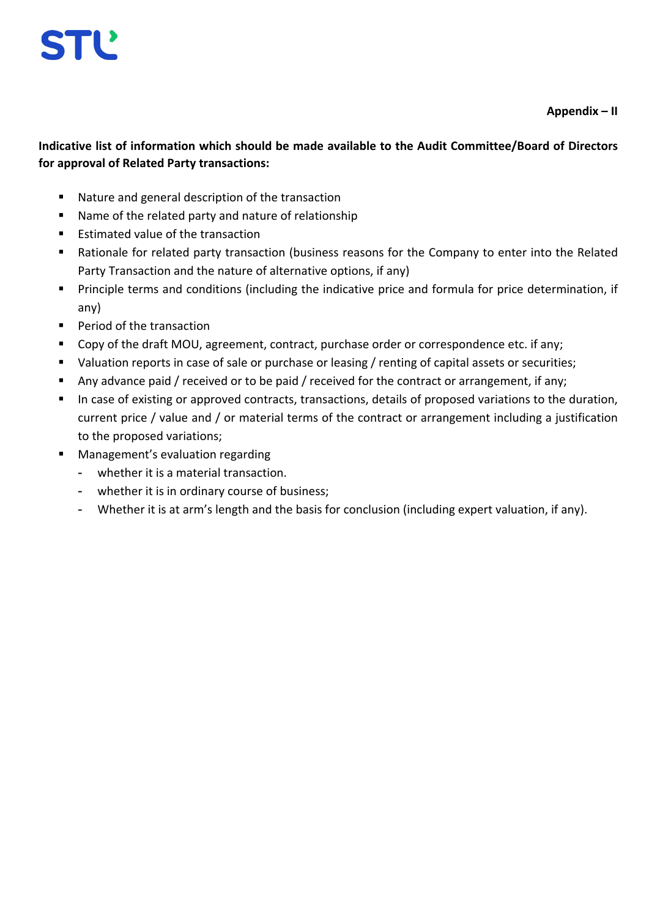**Appendix – II**

**Indicative list of information which should be made available to the Audit Committee/Board of Directors for approval of Related Party transactions:**

- Nature and general description of the transaction
- Name of the related party and nature of relationship
- Estimated value of the transaction
- Rationale for related party transaction (business reasons for the Company to enter into the Related Party Transaction and the nature of alternative options, if any)
- Principle terms and conditions (including the indicative price and formula for price determination, if any)
- Period of the transaction
- Copy of the draft MOU, agreement, contract, purchase order or correspondence etc. if any;
- Valuation reports in case of sale or purchase or leasing / renting of capital assets or securities;
- Any advance paid / received or to be paid / received for the contract or arrangement, if any;
- In case of existing or approved contracts, transactions, details of proposed variations to the duration, current price / value and / or material terms of the contract or arrangement including a justification to the proposed variations;
- Management's evaluation regarding
  - whether it is a material transaction.
  - whether it is in ordinary course of business;
  - Whether it is at arm's length and the basis for conclusion (including expert valuation, if any).